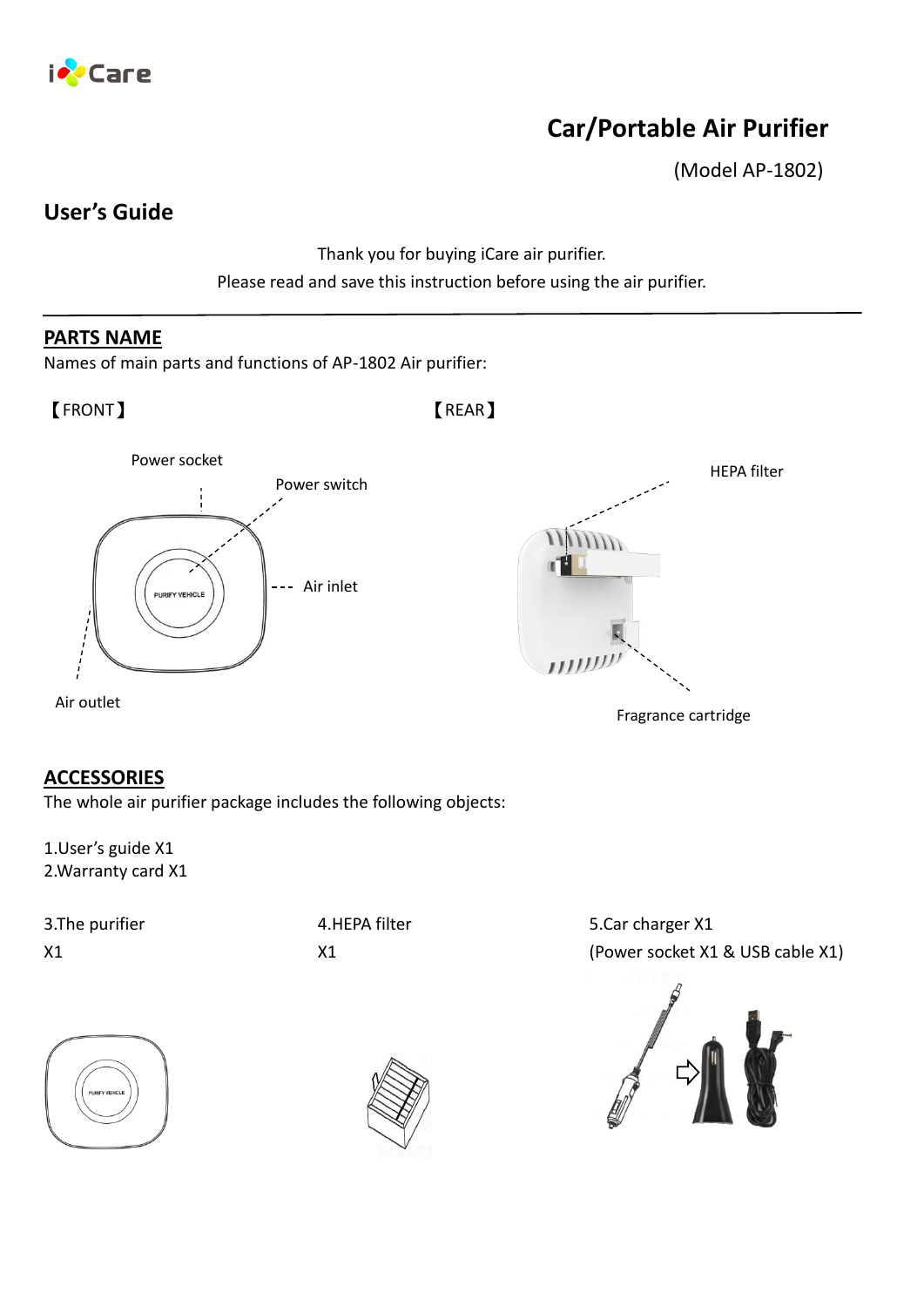iCare

# Car/Portable Air Purifier

(Model AP-1802)

## User's Guide

Thank you for buying iCare air purifier.

Please read and save this instruction before using the air purifier.

---

## PARTS NAME

Names of main parts and functions of AP-1802 Air purifier:

【FRONT】

Power socket

Power switch

Air inlet

Air outlet

【REAR】

HEPA filter

Fragrance cartridge

## ACCESSORIES

The whole air purifier package includes the following objects:

1.User's guide X1

2.Warranty card X1

3.The purifier X1

4.HEPA filter X1

5.Car charger X1 (Power socket X1 & USB cable X1)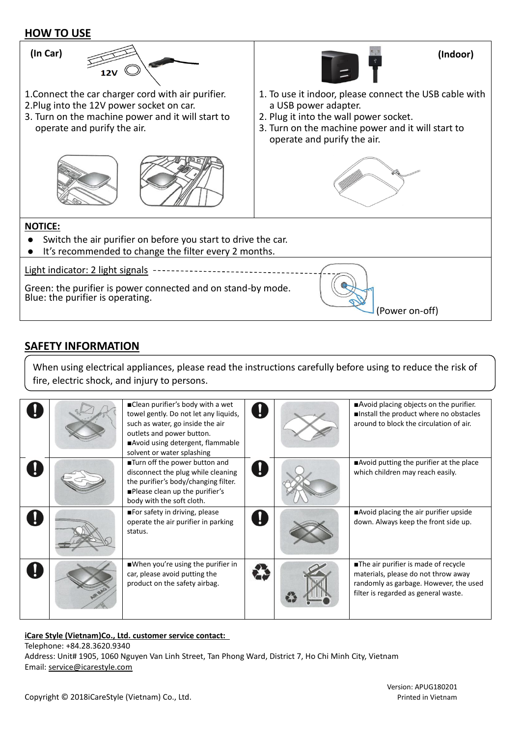## HOW TO USE

**(In Car)**

12V

1. Connect the car charger cord with air purifier.
2. Plug into the 12V power socket on car.
3. Turn on the machine power and it will start to operate and purify the air.

**(Indoor)**

1. To use it indoor, please connect the USB cable with a USB power adapter.
2. Plug it into the wall power socket.
3. Turn on the machine power and it will start to operate and purify the air.

**NOTICE:**

- Switch the air purifier on before you start to drive the car.
- It's recommended to change the filter every 2 months.

Light indicator: 2 light signals

Green: the purifier is power connected and on stand-by mode.
Blue: the purifier is operating.

(Power on-off)

## SAFETY INFORMATION

When using electrical appliances, please read the instructions carefully before using to reduce the risk of fire, electric shock, and injury to persons.

| | | | | | |
|---|---|---|---|---|---|
| ! | | ■Clean purifier's body with a wet towel gently. Do not let any liquids, such as water, go inside the air outlets and power button. ■Avoid using detergent, flammable solvent or water splashing | ! | | ■Avoid placing objects on the purifier. ■Install the product where no obstacles around to block the circulation of air. |
| ! | | ■Turn off the power button and disconnect the plug while cleaning the purifier's body/changing filter. ■Please clean up the purifier's body with the soft cloth. | ! | | ■Avoid putting the purifier at the place which children may reach easily. |
| ! | | ■For safety in driving, please operate the air purifier in parking status. | ! | | ■Avoid placing the air purifier upside down. Always keep the front side up. |
| ! | AIR BAG | ■When you're using the purifier in car, please avoid putting the product on the safety airbag. | ♻ | | ■The air purifier is made of recycle materials, please do not throw away randomly as garbage. However, the used filter is regarded as general waste. |

**iCare Style (Vietnam)Co., Ltd. customer service contact:**
Telephone: +84.28.3620.9340
Address: Unit# 1905, 1060 Nguyen Van Linh Street, Tan Phong Ward, District 7, Ho Chi Minh City, Vietnam
Email: service@icarestyle.com

Version: APUG180201

Copyright © 2018iCareStyle (Vietnam) Co., Ltd.

Printed in Vietnam